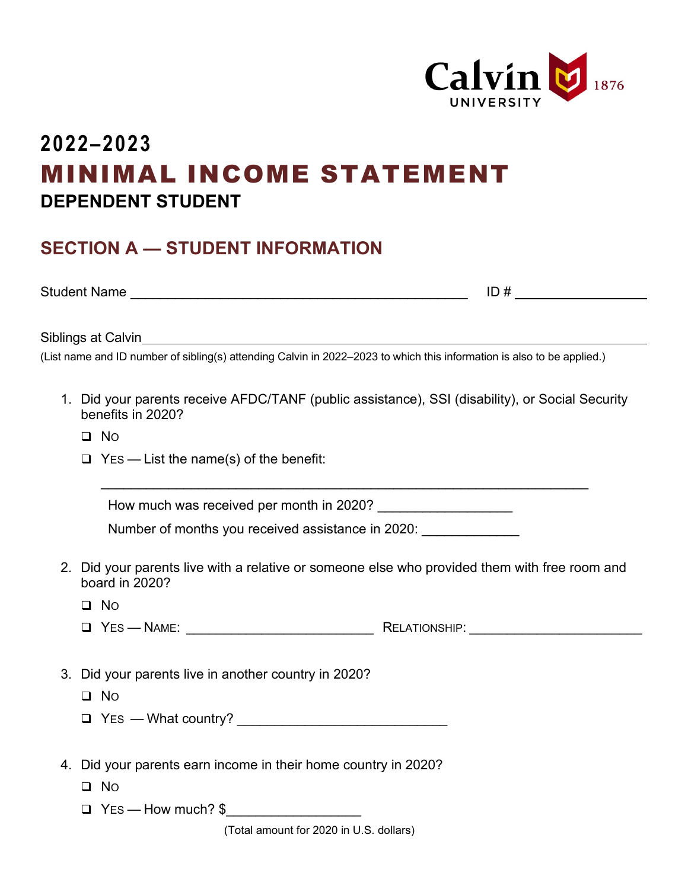Calvin UNIVERSITY 1876

**2022–2023**

# MINIMAL INCOME STATEMENT

## DEPENDENT STUDENT

## SECTION A — STUDENT INFORMATION

Student Name ______________________________________________ ID # _________________

Siblings at Calvin______________________________________________________________

(List name and ID number of sibling(s) attending Calvin in 2022–2023 to which this information is also to be applied.)

1. Did your parents receive AFDC/TANF (public assistance), SSI (disability), or Social Security benefits in 2020?
   - ☐ NO
   - ☐ YES — List the name(s) of the benefit:

     _________________________________________________________________

     How much was received per month in 2020? __________________

     Number of months you received assistance in 2020: _____________

2. Did your parents live with a relative or someone else who provided them with free room and board in 2020?
   - ☐ NO
   - ☐ YES — NAME: _________________________ RELATIONSHIP: _______________________

3. Did your parents live in another country in 2020?
   - ☐ NO
   - ☐ YES — What country? ____________________________

4. Did your parents earn income in their home country in 2020?
   - ☐ NO
   - ☐ YES — How much? $__________________

     (Total amount for 2020 in U.S. dollars)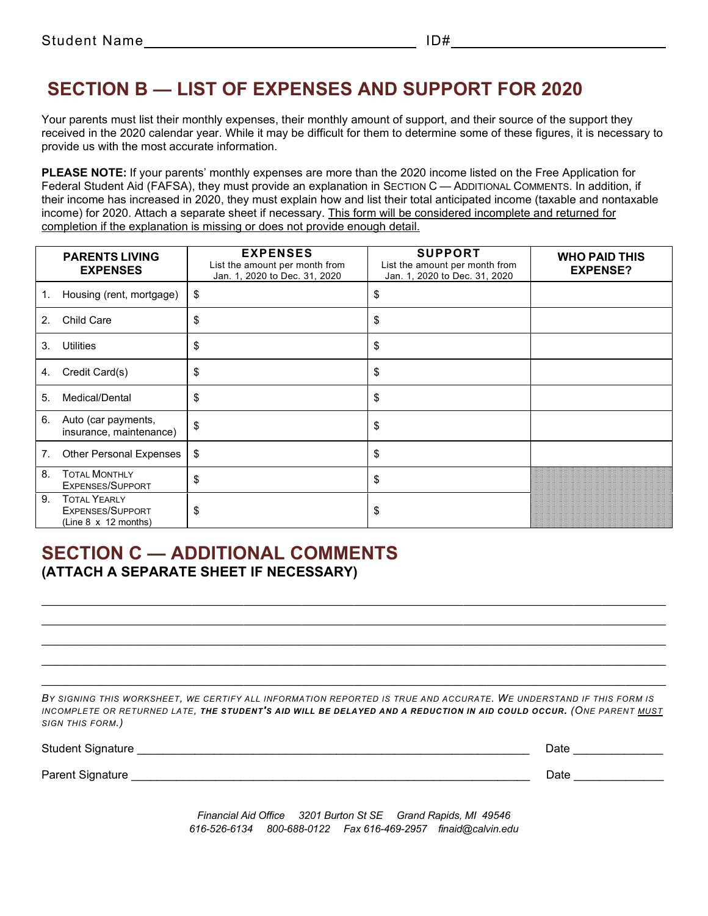Student Name \_\_\_\_\_\_\_\_\_\_\_\_\_\_\_\_\_\_\_\_\_\_\_\_\_\_\_\_\_\_\_\_ ID# \_\_\_\_\_\_\_\_\_\_\_\_\_\_\_\_\_\_\_\_\_\_\_\_

## SECTION B — LIST OF EXPENSES AND SUPPORT FOR 2020

Your parents must list their monthly expenses, their monthly amount of support, and their source of the support they received in the 2020 calendar year. While it may be difficult for them to determine some of these figures, it is necessary to provide us with the most accurate information.

**PLEASE NOTE:** If your parents' monthly expenses are more than the 2020 income listed on the Free Application for Federal Student Aid (FAFSA), they must provide an explanation in SECTION C — ADDITIONAL COMMENTS. In addition, if their income has increased in 2020, they must explain how and list their total anticipated income (taxable and nontaxable income) for 2020. Attach a separate sheet if necessary. <u>This form will be considered incomplete and returned for completion if the explanation is missing or does not provide enough detail.</u>

| PARENTS LIVING EXPENSES | EXPENSES List the amount per month from Jan. 1, 2020 to Dec. 31, 2020 | SUPPORT List the amount per month from Jan. 1, 2020 to Dec. 31, 2020 | WHO PAID THIS EXPENSE? |
|---|---|---|---|
| 1. Housing (rent, mortgage) | $ | $ | |
| 2. Child Care | $ | $ | |
| 3. Utilities | $ | $ | |
| 4. Credit Card(s) | $ | $ | |
| 5. Medical/Dental | $ | $ | |
| 6. Auto (car payments, insurance, maintenance) | $ | $ | |
| 7. Other Personal Expenses | $ | $ | |
| 8. TOTAL MONTHLY EXPENSES/SUPPORT | $ | $ | |
| 9. TOTAL YEARLY EXPENSES/SUPPORT (Line 8 x 12 months) | $ | $ | |

## SECTION C — ADDITIONAL COMMENTS
### (ATTACH A SEPARATE SHEET IF NECESSARY)

\_\_\_\_\_\_\_\_\_\_\_\_\_\_\_\_\_\_\_\_\_\_\_\_\_\_\_\_\_\_\_\_\_\_\_\_\_\_\_\_\_\_\_\_\_\_\_\_\_\_\_\_\_\_\_\_\_\_\_\_\_\_\_\_\_\_\_\_\_\_\_\_\_\_\_\_

\_\_\_\_\_\_\_\_\_\_\_\_\_\_\_\_\_\_\_\_\_\_\_\_\_\_\_\_\_\_\_\_\_\_\_\_\_\_\_\_\_\_\_\_\_\_\_\_\_\_\_\_\_\_\_\_\_\_\_\_\_\_\_\_\_\_\_\_\_\_\_\_\_\_\_\_

\_\_\_\_\_\_\_\_\_\_\_\_\_\_\_\_\_\_\_\_\_\_\_\_\_\_\_\_\_\_\_\_\_\_\_\_\_\_\_\_\_\_\_\_\_\_\_\_\_\_\_\_\_\_\_\_\_\_\_\_\_\_\_\_\_\_\_\_\_\_\_\_\_\_\_\_

\_\_\_\_\_\_\_\_\_\_\_\_\_\_\_\_\_\_\_\_\_\_\_\_\_\_\_\_\_\_\_\_\_\_\_\_\_\_\_\_\_\_\_\_\_\_\_\_\_\_\_\_\_\_\_\_\_\_\_\_\_\_\_\_\_\_\_\_\_\_\_\_\_\_\_\_

\_\_\_\_\_\_\_\_\_\_\_\_\_\_\_\_\_\_\_\_\_\_\_\_\_\_\_\_\_\_\_\_\_\_\_\_\_\_\_\_\_\_\_\_\_\_\_\_\_\_\_\_\_\_\_\_\_\_\_\_\_\_\_\_\_\_\_\_\_\_\_\_\_\_\_\_

*BY SIGNING THIS WORKSHEET, WE CERTIFY ALL INFORMATION REPORTED IS TRUE AND ACCURATE. WE UNDERSTAND IF THIS FORM IS INCOMPLETE OR RETURNED LATE,* ***THE STUDENT'S AID WILL BE DELAYED AND A REDUCTION IN AID COULD OCCUR.*** *(ONE PARENT <u>MUST</u> SIGN THIS FORM.)*

Student Signature \_\_\_\_\_\_\_\_\_\_\_\_\_\_\_\_\_\_\_\_\_\_\_\_\_\_\_\_\_\_\_\_\_\_\_\_\_\_\_\_\_\_\_\_ Date \_\_\_\_\_\_\_\_\_\_\_\_

Parent Signature \_\_\_\_\_\_\_\_\_\_\_\_\_\_\_\_\_\_\_\_\_\_\_\_\_\_\_\_\_\_\_\_\_\_\_\_\_\_\_\_\_\_\_\_ Date \_\_\_\_\_\_\_\_\_\_\_\_

*Financial Aid Office 3201 Burton St SE Grand Rapids, MI 49546*
*616-526-6134 800-688-0122 Fax 616-469-2957 finaid@calvin.edu*